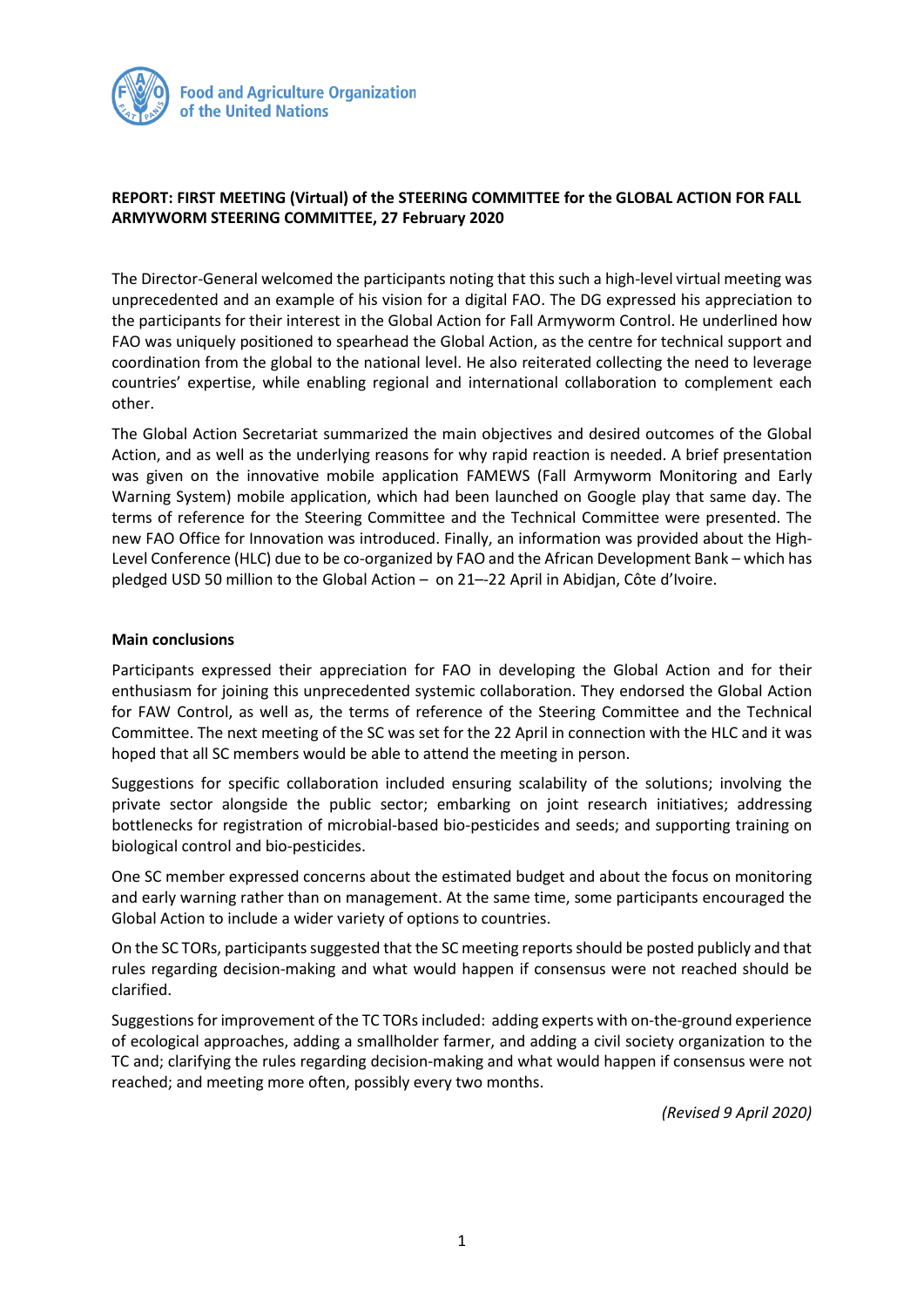Food and Agriculture Organization of the United Nations

**REPORT: FIRST MEETING (Virtual) of the STEERING COMMITTEE for the GLOBAL ACTION FOR FALL ARMYWORM STEERING COMMITTEE, 27 February 2020**

The Director-General welcomed the participants noting that this such a high-level virtual meeting was unprecedented and an example of his vision for a digital FAO. The DG expressed his appreciation to the participants for their interest in the Global Action for Fall Armyworm Control. He underlined how FAO was uniquely positioned to spearhead the Global Action, as the centre for technical support and coordination from the global to the national level. He also reiterated collecting the need to leverage countries' expertise, while enabling regional and international collaboration to complement each other.

The Global Action Secretariat summarized the main objectives and desired outcomes of the Global Action, and as well as the underlying reasons for why rapid reaction is needed. A brief presentation was given on the innovative mobile application FAMEWS (Fall Armyworm Monitoring and Early Warning System) mobile application, which had been launched on Google play that same day. The terms of reference for the Steering Committee and the Technical Committee were presented. The new FAO Office for Innovation was introduced. Finally, an information was provided about the High-Level Conference (HLC) due to be co-organized by FAO and the African Development Bank – which has pledged USD 50 million to the Global Action – on 21–-22 April in Abidjan, Côte d'Ivoire.

**Main conclusions**

Participants expressed their appreciation for FAO in developing the Global Action and for their enthusiasm for joining this unprecedented systemic collaboration. They endorsed the Global Action for FAW Control, as well as, the terms of reference of the Steering Committee and the Technical Committee. The next meeting of the SC was set for the 22 April in connection with the HLC and it was hoped that all SC members would be able to attend the meeting in person.

Suggestions for specific collaboration included ensuring scalability of the solutions; involving the private sector alongside the public sector; embarking on joint research initiatives; addressing bottlenecks for registration of microbial-based bio-pesticides and seeds; and supporting training on biological control and bio-pesticides.

One SC member expressed concerns about the estimated budget and about the focus on monitoring and early warning rather than on management. At the same time, some participants encouraged the Global Action to include a wider variety of options to countries.

On the SC TORs, participants suggested that the SC meeting reports should be posted publicly and that rules regarding decision-making and what would happen if consensus were not reached should be clarified.

Suggestions for improvement of the TC TORs included: adding experts with on-the-ground experience of ecological approaches, adding a smallholder farmer, and adding a civil society organization to the TC and; clarifying the rules regarding decision-making and what would happen if consensus were not reached; and meeting more often, possibly every two months.

*(Revised 9 April 2020)*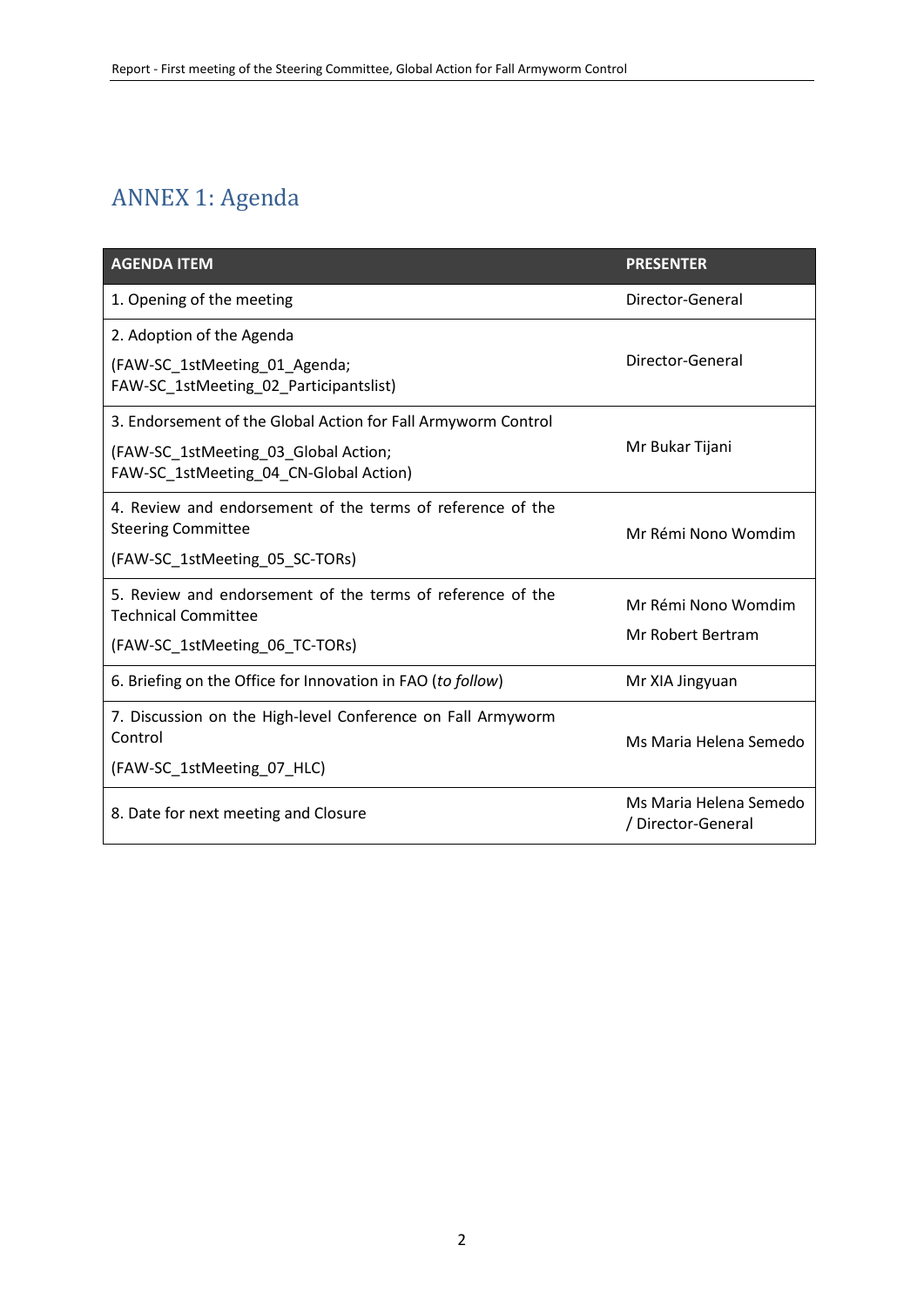## ANNEX 1: Agenda

| AGENDA ITEM | PRESENTER |
|---|---|
| 1. Opening of the meeting | Director-General |
| 2. Adoption of the Agenda<br>(FAW-SC_1stMeeting_01_Agenda; FAW-SC_1stMeeting_02_Participantslist) | Director-General |
| 3. Endorsement of the Global Action for Fall Armyworm Control<br>(FAW-SC_1stMeeting_03_Global Action; FAW-SC_1stMeeting_04_CN-Global Action) | Mr Bukar Tijani |
| 4. Review and endorsement of the terms of reference of the Steering Committee<br>(FAW-SC_1stMeeting_05_SC-TORs) | Mr Rémi Nono Womdim |
| 5. Review and endorsement of the terms of reference of the Technical Committee<br>(FAW-SC_1stMeeting_06_TC-TORs) | Mr Rémi Nono Womdim<br>Mr Robert Bertram |
| 6. Briefing on the Office for Innovation in FAO (*to follow*) | Mr XIA Jingyuan |
| 7. Discussion on the High-level Conference on Fall Armyworm Control<br>(FAW-SC_1stMeeting_07_HLC) | Ms Maria Helena Semedo |
| 8. Date for next meeting and Closure | Ms Maria Helena Semedo / Director-General |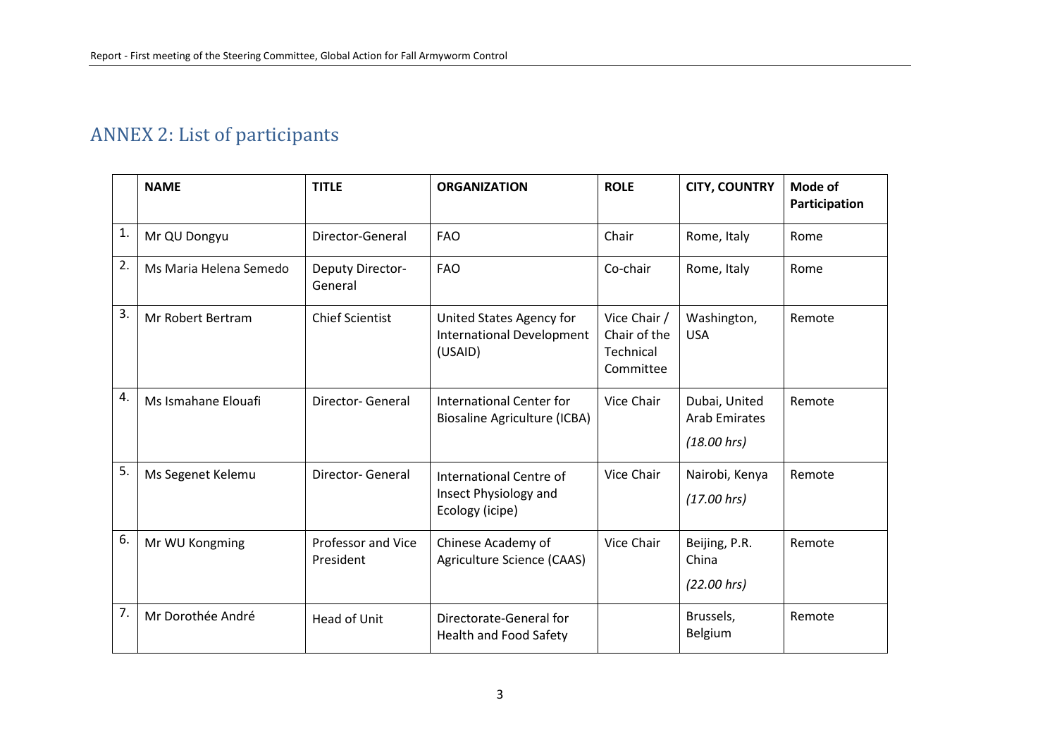## ANNEX 2: List of participants

| | NAME | TITLE | ORGANIZATION | ROLE | CITY, COUNTRY | Mode of Participation |
|---|---|---|---|---|---|---|
| 1. | Mr QU Dongyu | Director-General | FAO | Chair | Rome, Italy | Rome |
| 2. | Ms Maria Helena Semedo | Deputy Director-General | FAO | Co-chair | Rome, Italy | Rome |
| 3. | Mr Robert Bertram | Chief Scientist | United States Agency for International Development (USAID) | Vice Chair / Chair of the Technical Committee | Washington, USA | Remote |
| 4. | Ms Ismahane Elouafi | Director- General | International Center for Biosaline Agriculture (ICBA) | Vice Chair | Dubai, United Arab Emirates *(18.00 hrs)* | Remote |
| 5. | Ms Segenet Kelemu | Director- General | International Centre of Insect Physiology and Ecology (icipe) | Vice Chair | Nairobi, Kenya *(17.00 hrs)* | Remote |
| 6. | Mr WU Kongming | Professor and Vice President | Chinese Academy of Agriculture Science (CAAS) | Vice Chair | Beijing, P.R. China *(22.00 hrs)* | Remote |
| 7. | Mr Dorothée André | Head of Unit | Directorate-General for Health and Food Safety | | Brussels, Belgium | Remote |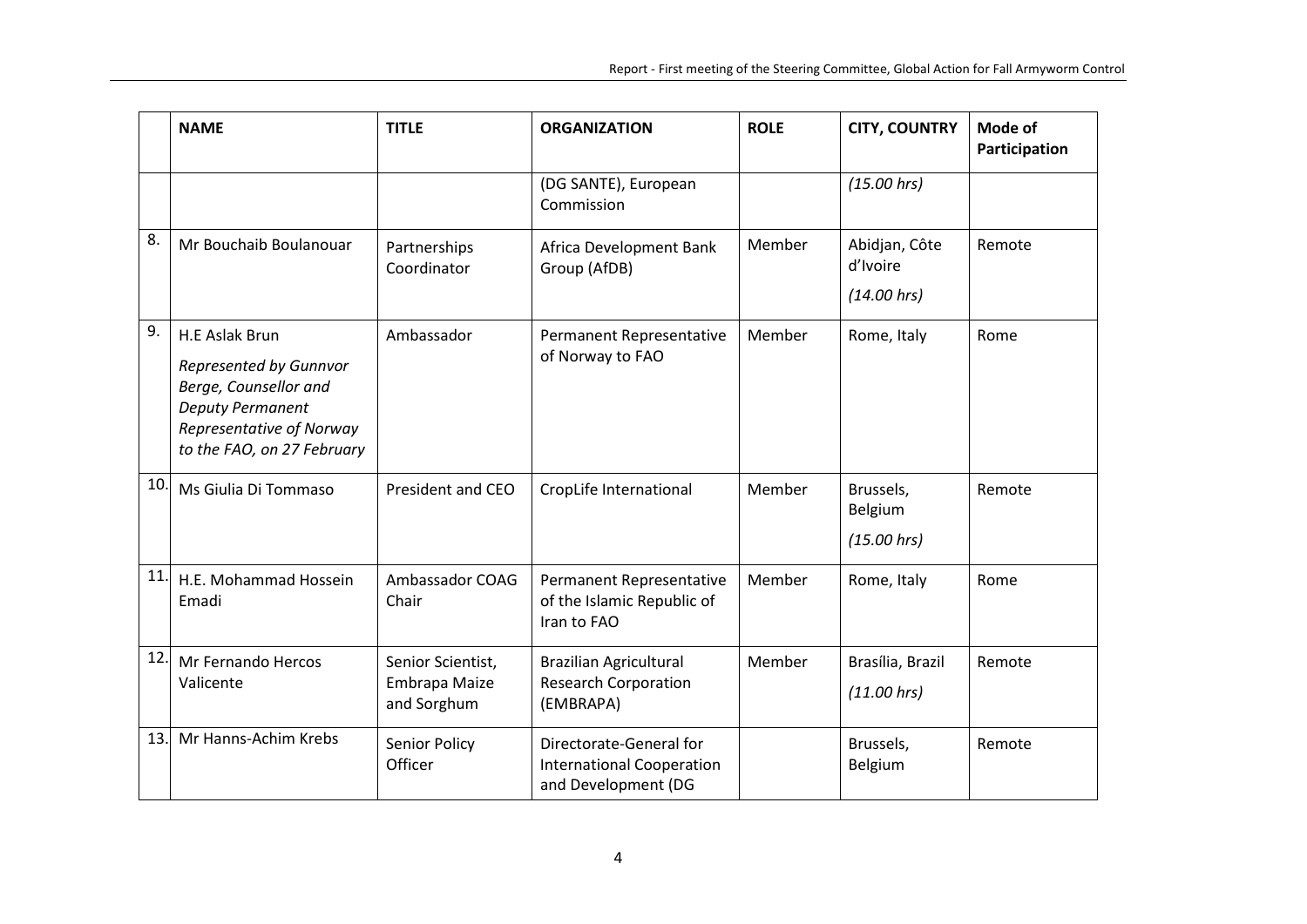| | NAME | TITLE | ORGANIZATION | ROLE | CITY, COUNTRY | Mode of Participation |
|---|---|---|---|---|---|---|
| | | | (DG SANTE), European Commission | | *(15.00 hrs)* | |
| 8. | Mr Bouchaib Boulanouar | Partnerships Coordinator | Africa Development Bank Group (AfDB) | Member | Abidjan, Côte d'Ivoire *(14.00 hrs)* | Remote |
| 9. | H.E Aslak Brun *Represented by Gunnvor Berge, Counsellor and Deputy Permanent Representative of Norway to the FAO, on 27 February* | Ambassador | Permanent Representative of Norway to FAO | Member | Rome, Italy | Rome |
| 10. | Ms Giulia Di Tommaso | President and CEO | CropLife International | Member | Brussels, Belgium *(15.00 hrs)* | Remote |
| 11. | H.E. Mohammad Hossein Emadi | Ambassador COAG Chair | Permanent Representative of the Islamic Republic of Iran to FAO | Member | Rome, Italy | Rome |
| 12. | Mr Fernando Hercos Valicente | Senior Scientist, Embrapa Maize and Sorghum | Brazilian Agricultural Research Corporation (EMBRAPA) | Member | Brasília, Brazil *(11.00 hrs)* | Remote |
| 13. | Mr Hanns-Achim Krebs | Senior Policy Officer | Directorate-General for International Cooperation and Development (DG | | Brussels, Belgium | Remote |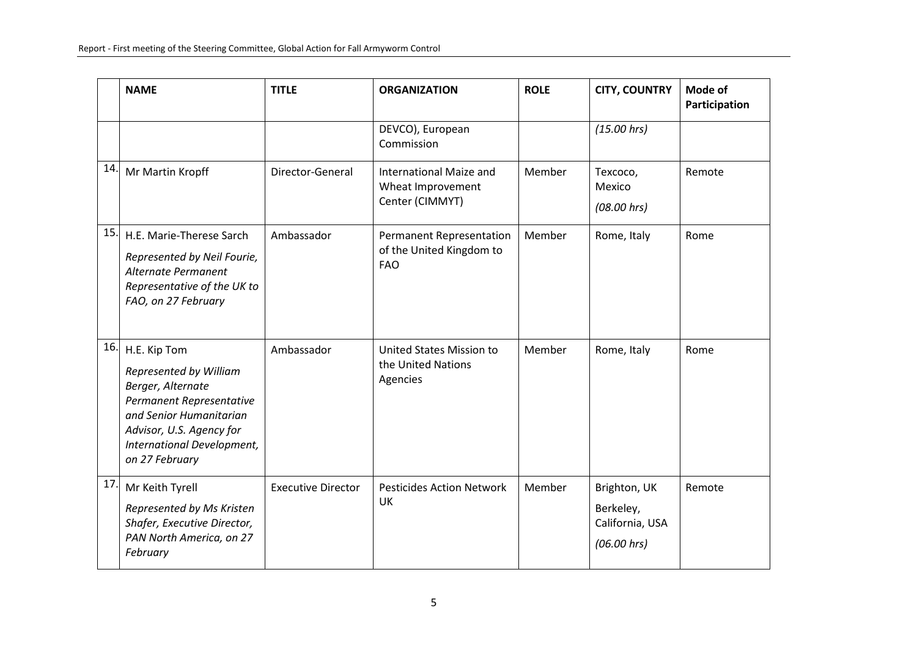| | NAME | TITLE | ORGANIZATION | ROLE | CITY, COUNTRY | Mode of Participation |
|---|---|---|---|---|---|---|
| | | | DEVCO), European Commission | | *(15.00 hrs)* | |
| 14. | Mr Martin Kropff | Director-General | International Maize and Wheat Improvement Center (CIMMYT) | Member | Texcoco, Mexico *(08.00 hrs)* | Remote |
| 15. | H.E. Marie-Therese Sarch *Represented by Neil Fourie, Alternate Permanent Representative of the UK to FAO, on 27 February* | Ambassador | Permanent Representation of the United Kingdom to FAO | Member | Rome, Italy | Rome |
| 16. | H.E. Kip Tom *Represented by William Berger, Alternate Permanent Representative and Senior Humanitarian Advisor, U.S. Agency for International Development, on 27 February* | Ambassador | United States Mission to the United Nations Agencies | Member | Rome, Italy | Rome |
| 17. | Mr Keith Tyrell *Represented by Ms Kristen Shafer, Executive Director, PAN North America, on 27 February* | Executive Director | Pesticides Action Network UK | Member | Brighton, UK Berkeley, California, USA *(06.00 hrs)* | Remote |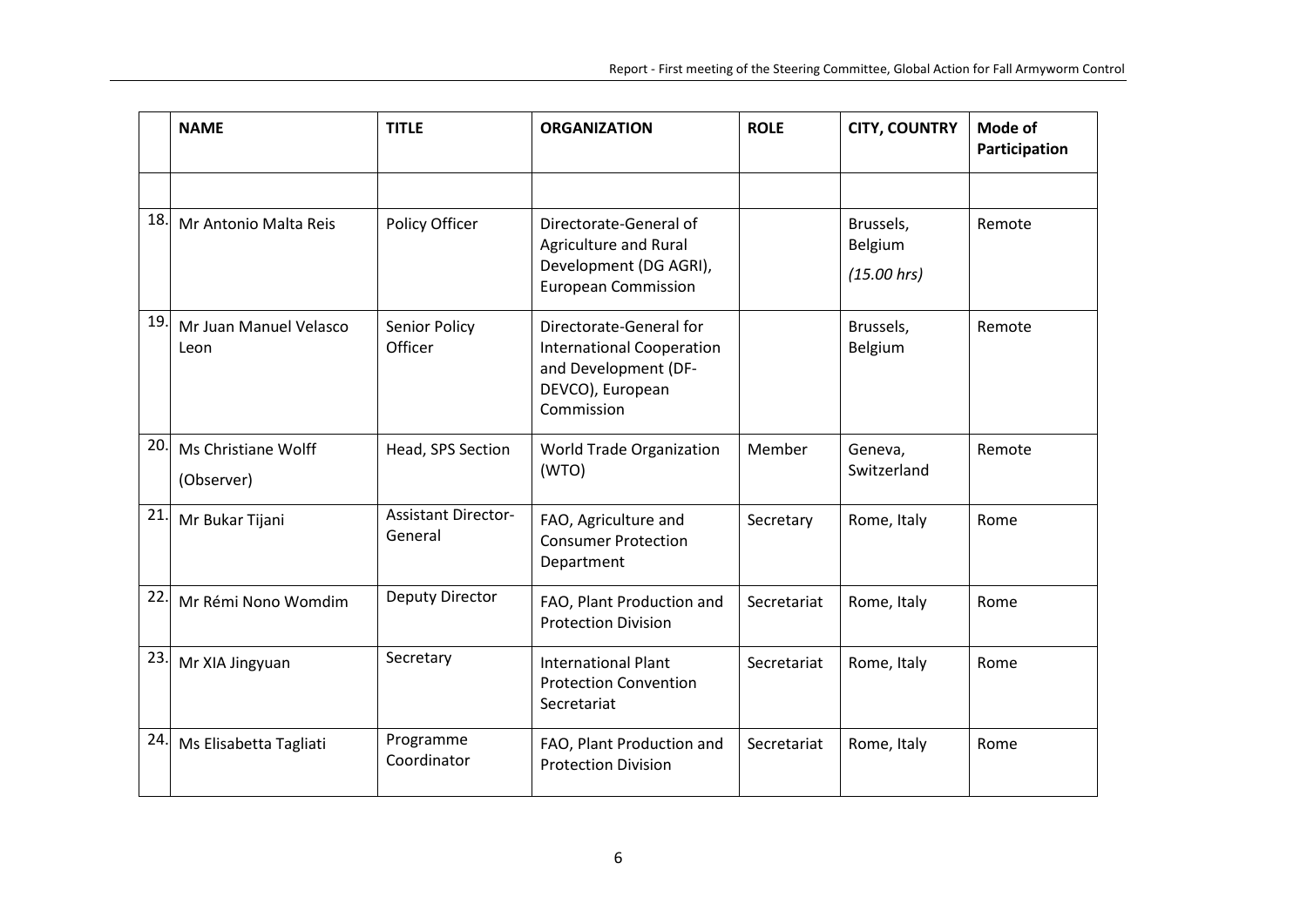| | NAME | TITLE | ORGANIZATION | ROLE | CITY, COUNTRY | Mode of Participation |
|---|---|---|---|---|---|---|
| | | | | | | |
| 18. | Mr Antonio Malta Reis | Policy Officer | Directorate-General of Agriculture and Rural Development (DG AGRI), European Commission | | Brussels, Belgium *(15.00 hrs)* | Remote |
| 19. | Mr Juan Manuel Velasco Leon | Senior Policy Officer | Directorate-General for International Cooperation and Development (DF-DEVCO), European Commission | | Brussels, Belgium | Remote |
| 20. | Ms Christiane Wolff (Observer) | Head, SPS Section | World Trade Organization (WTO) | Member | Geneva, Switzerland | Remote |
| 21. | Mr Bukar Tijani | Assistant Director-General | FAO, Agriculture and Consumer Protection Department | Secretary | Rome, Italy | Rome |
| 22. | Mr Rémi Nono Womdim | Deputy Director | FAO, Plant Production and Protection Division | Secretariat | Rome, Italy | Rome |
| 23. | Mr XIA Jingyuan | Secretary | International Plant Protection Convention Secretariat | Secretariat | Rome, Italy | Rome |
| 24. | Ms Elisabetta Tagliati | Programme Coordinator | FAO, Plant Production and Protection Division | Secretariat | Rome, Italy | Rome |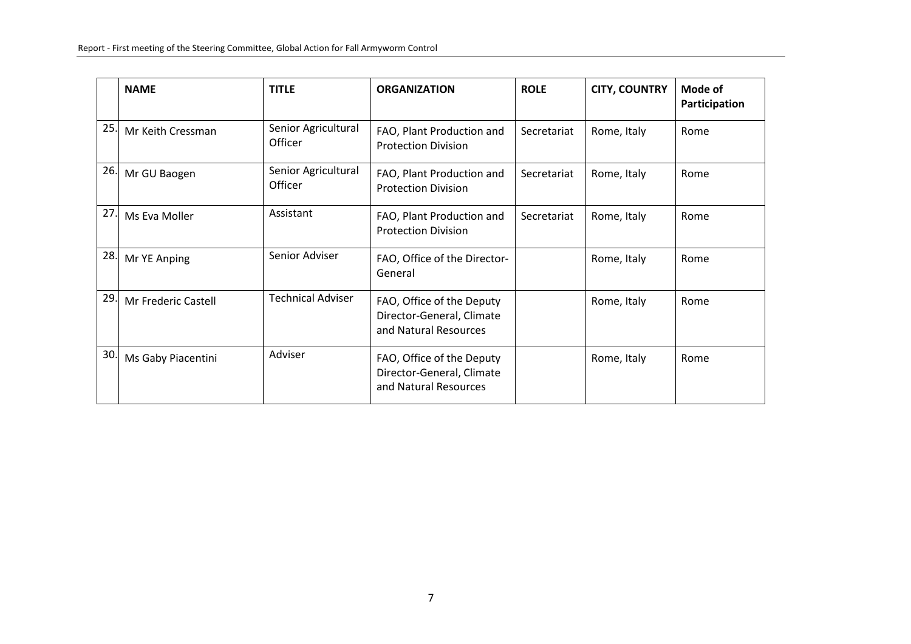| | NAME | TITLE | ORGANIZATION | ROLE | CITY, COUNTRY | Mode of Participation |
|---|---|---|---|---|---|---|
| 25. | Mr Keith Cressman | Senior Agricultural Officer | FAO, Plant Production and Protection Division | Secretariat | Rome, Italy | Rome |
| 26. | Mr GU Baogen | Senior Agricultural Officer | FAO, Plant Production and Protection Division | Secretariat | Rome, Italy | Rome |
| 27. | Ms Eva Moller | Assistant | FAO, Plant Production and Protection Division | Secretariat | Rome, Italy | Rome |
| 28. | Mr YE Anping | Senior Adviser | FAO, Office of the Director-General | | Rome, Italy | Rome |
| 29. | Mr Frederic Castell | Technical Adviser | FAO, Office of the Deputy Director-General, Climate and Natural Resources | | Rome, Italy | Rome |
| 30. | Ms Gaby Piacentini | Adviser | FAO, Office of the Deputy Director-General, Climate and Natural Resources | | Rome, Italy | Rome |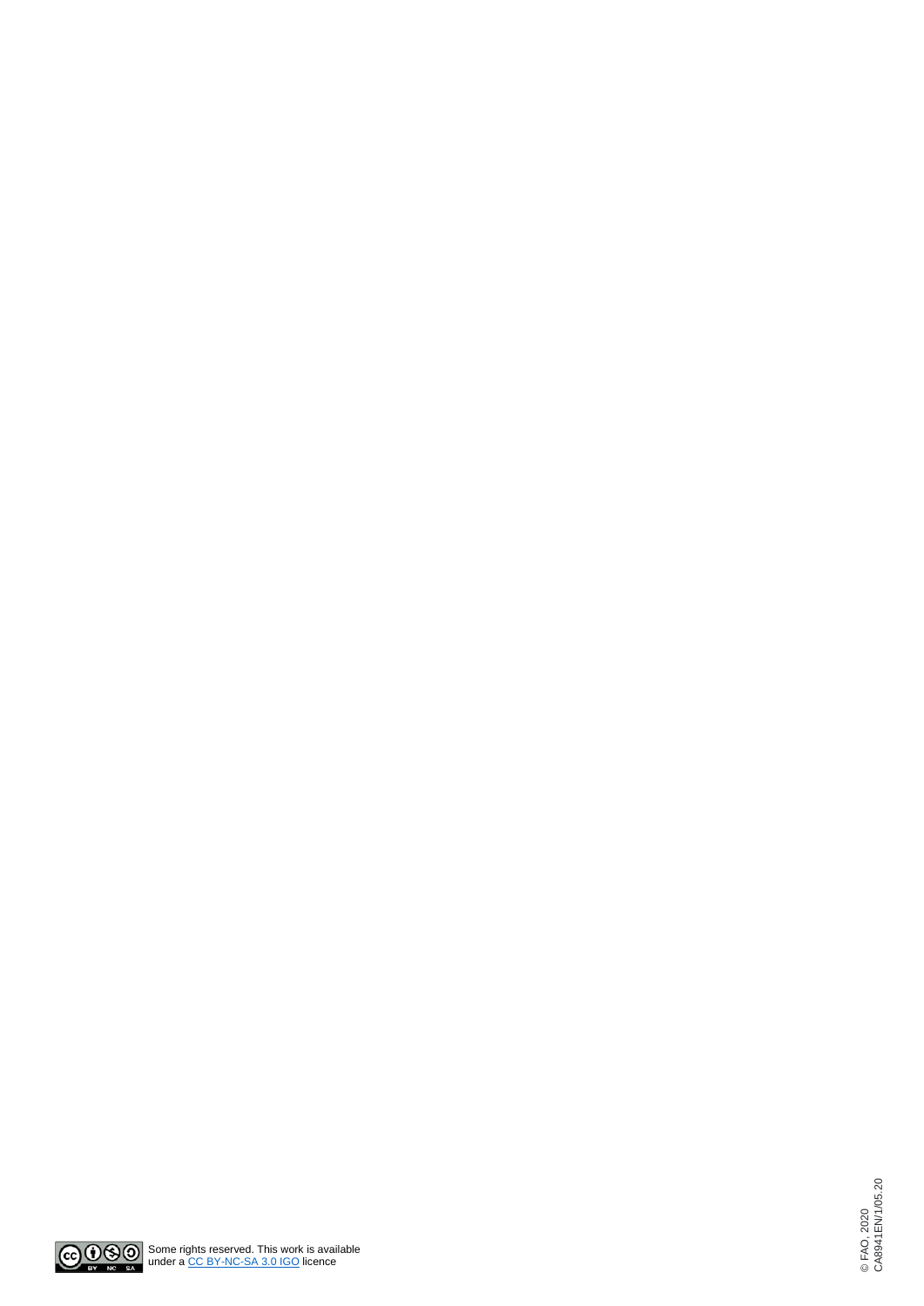Some rights reserved. This work is available under a [CC BY-NC-SA 3.0 IGO](https://creativecommons.org/licenses/by-nc-sa/3.0/igo) licence

© FAO, 2020
CA8941EN/1/05.20